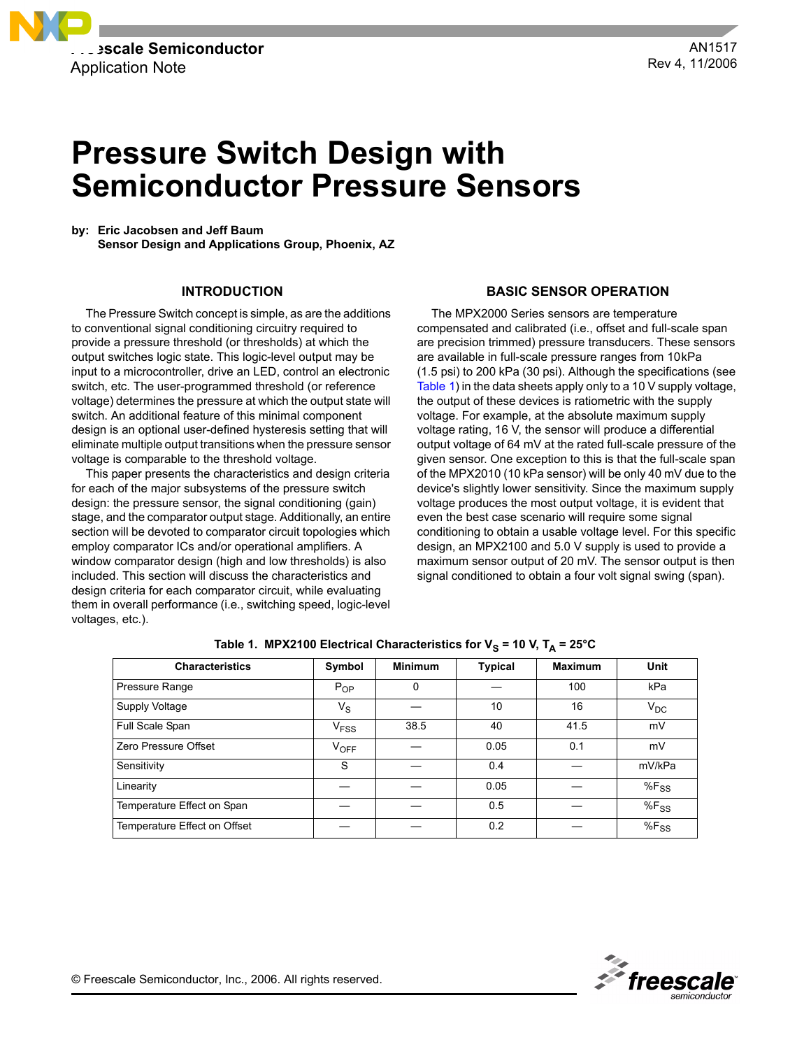Freescale Semiconductor
Application Note

AN1517
Rev 4, 11/2006

# Pressure Switch Design with Semiconductor Pressure Sensors

**by: Eric Jacobsen and Jeff Baum**
**Sensor Design and Applications Group, Phoenix, AZ**

## INTRODUCTION

The Pressure Switch concept is simple, as are the additions to conventional signal conditioning circuitry required to provide a pressure threshold (or thresholds) at which the output switches logic state. This logic-level output may be input to a microcontroller, drive an LED, control an electronic switch, etc. The user-programmed threshold (or reference voltage) determines the pressure at which the output state will switch. An additional feature of this minimal component design is an optional user-defined hysteresis setting that will eliminate multiple output transitions when the pressure sensor voltage is comparable to the threshold voltage.

This paper presents the characteristics and design criteria for each of the major subsystems of the pressure switch design: the pressure sensor, the signal conditioning (gain) stage, and the comparator output stage. Additionally, an entire section will be devoted to comparator circuit topologies which employ comparator ICs and/or operational amplifiers. A window comparator design (high and low thresholds) is also included. This section will discuss the characteristics and design criteria for each comparator circuit, while evaluating them in overall performance (i.e., switching speed, logic-level voltages, etc.).

## BASIC SENSOR OPERATION

The MPX2000 Series sensors are temperature compensated and calibrated (i.e., offset and full-scale span are precision trimmed) pressure transducers. These sensors are available in full-scale pressure ranges from 10kPa (1.5 psi) to 200 kPa (30 psi). Although the specifications (see Table 1) in the data sheets apply only to a 10 V supply voltage, the output of these devices is ratiometric with the supply voltage. For example, at the absolute maximum supply voltage rating, 16 V, the sensor will produce a differential output voltage of 64 mV at the rated full-scale pressure of the given sensor. One exception to this is that the full-scale span of the MPX2010 (10 kPa sensor) will be only 40 mV due to the device's slightly lower sensitivity. Since the maximum supply voltage produces the most output voltage, it is evident that even the best case scenario will require some signal conditioning to obtain a usable voltage level. For this specific design, an MPX2100 and 5.0 V supply is used to provide a maximum sensor output of 20 mV. The sensor output is then signal conditioned to obtain a four volt signal swing (span).

**Table 1. MPX2100 Electrical Characteristics for $V_S$ = 10 V, $T_A$ = 25°C**

| Characteristics | Symbol | Minimum | Typical | Maximum | Unit |
|---|---|---|---|---|---|
| Pressure Range | $P_{OP}$ | 0 | — | 100 | kPa |
| Supply Voltage | $V_S$ | — | 10 | 16 | $V_{DC}$ |
| Full Scale Span | $V_{FSS}$ | 38.5 | 40 | 41.5 | mV |
| Zero Pressure Offset | $V_{OFF}$ | — | 0.05 | 0.1 | mV |
| Sensitivity | S | — | 0.4 | — | mV/kPa |
| Linearity | — | — | 0.05 | — | $\%F_{SS}$ |
| Temperature Effect on Span | — | — | 0.5 | — | $\%F_{SS}$ |
| Temperature Effect on Offset | — | — | 0.2 | — | $\%F_{SS}$ |

© Freescale Semiconductor, Inc., 2006. All rights reserved.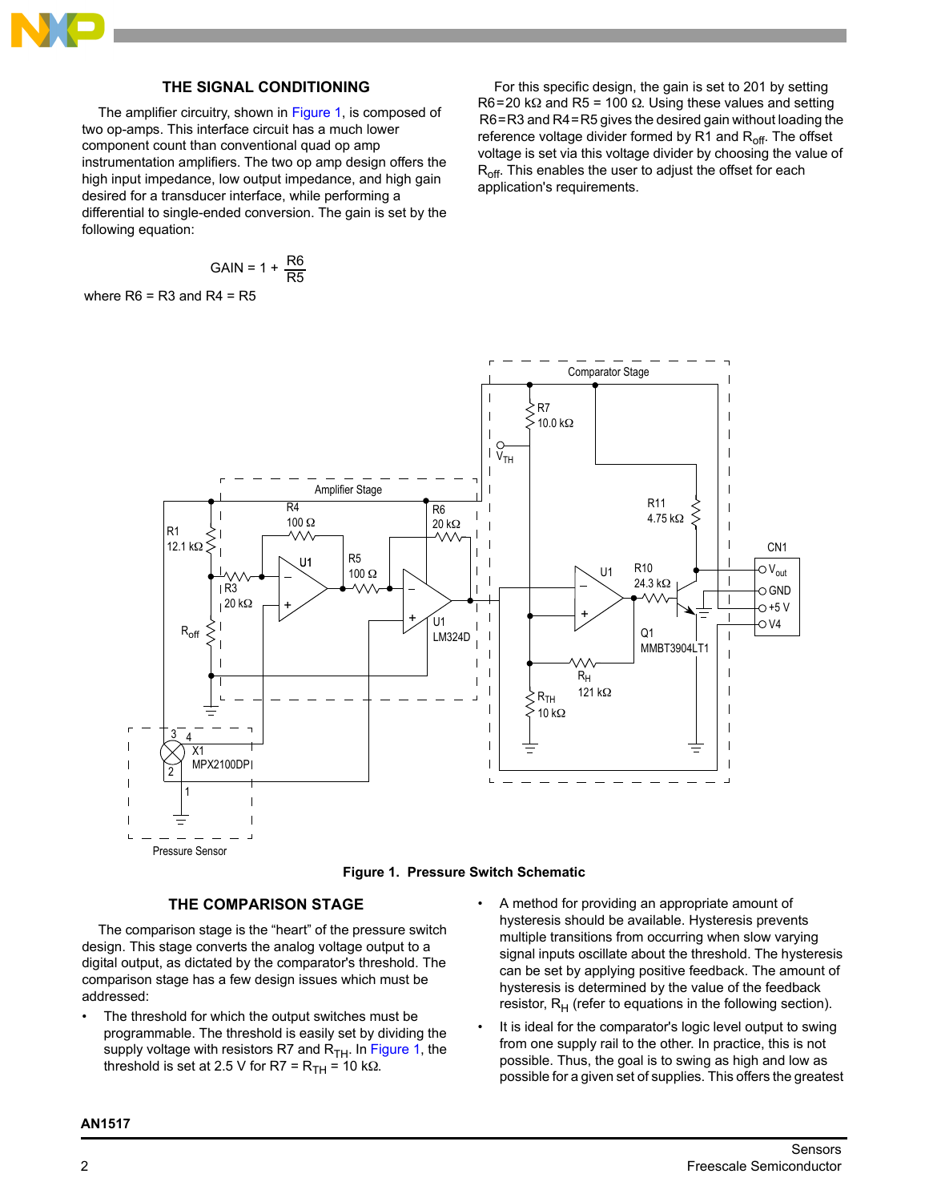## THE SIGNAL CONDITIONING

The amplifier circuitry, shown in Figure 1, is composed of two op-amps. This interface circuit has a much lower component count than conventional quad op amp instrumentation amplifiers. The two op amp design offers the high input impedance, low output impedance, and high gain desired for a transducer interface, while performing a differential to single-ended conversion. The gain is set by the following equation:

$$\text{GAIN} = 1 + \frac{R6}{R5}$$

where R6 = R3 and R4 = R5

For this specific design, the gain is set to 201 by setting R6 = 20 kΩ and R5 = 100 Ω. Using these values and setting R6 = R3 and R4 = R5 gives the desired gain without loading the reference voltage divider formed by R1 and $R_{off}$. The offset voltage is set via this voltage divider by choosing the value of $R_{off}$. This enables the user to adjust the offset for each application's requirements.

**Figure 1. Pressure Switch Schematic**

## THE COMPARISON STAGE

The comparison stage is the "heart" of the pressure switch design. This stage converts the analog voltage output to a digital output, as dictated by the comparator's threshold. The comparison stage has a few design issues which must be addressed:

- The threshold for which the output switches must be programmable. The threshold is easily set by dividing the supply voltage with resistors R7 and $R_{TH}$. In Figure 1, the threshold is set at 2.5 V for R7 = $R_{TH}$ = 10 kΩ.
- A method for providing an appropriate amount of hysteresis should be available. Hysteresis prevents multiple transitions from occurring when slow varying signal inputs oscillate about the threshold. The hysteresis can be set by applying positive feedback. The amount of hysteresis is determined by the value of the feedback resistor, $R_H$ (refer to equations in the following section).
- It is ideal for the comparator's logic level output to swing from one supply rail to the other. In practice, this is not possible. Thus, the goal is to swing as high and low as possible for a given set of supplies. This offers the greatest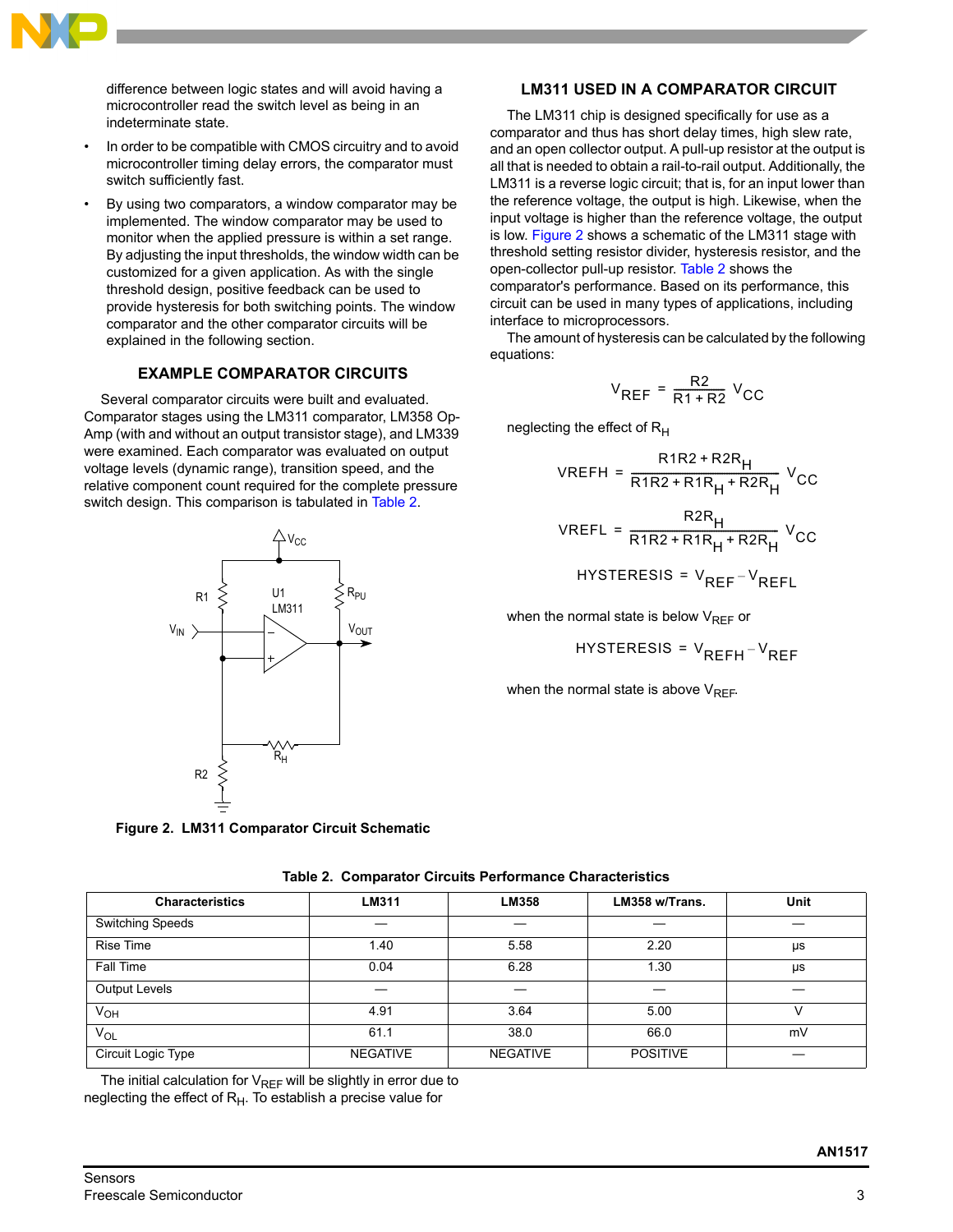difference between logic states and will avoid having a microcontroller read the switch level as being in an indeterminate state.

- In order to be compatible with CMOS circuitry and to avoid microcontroller timing delay errors, the comparator must switch sufficiently fast.
- By using two comparators, a window comparator may be implemented. The window comparator may be used to monitor when the applied pressure is within a set range. By adjusting the input thresholds, the window width can be customized for a given application. As with the single threshold design, positive feedback can be used to provide hysteresis for both switching points. The window comparator and the other comparator circuits will be explained in the following section.

## EXAMPLE COMPARATOR CIRCUITS

Several comparator circuits were built and evaluated. Comparator stages using the LM311 comparator, LM358 Op-Amp (with and without an output transistor stage), and LM339 were examined. Each comparator was evaluated on output voltage levels (dynamic range), transition speed, and the relative component count required for the complete pressure switch design. This comparison is tabulated in Table 2.

**Figure 2. LM311 Comparator Circuit Schematic**

## LM311 USED IN A COMPARATOR CIRCUIT

The LM311 chip is designed specifically for use as a comparator and thus has short delay times, high slew rate, and an open collector output. A pull-up resistor at the output is all that is needed to obtain a rail-to-rail output. Additionally, the LM311 is a reverse logic circuit; that is, for an input lower than the reference voltage, the output is high. Likewise, when the input voltage is higher than the reference voltage, the output is low. Figure 2 shows a schematic of the LM311 stage with threshold setting resistor divider, hysteresis resistor, and the open-collector pull-up resistor. Table 2 shows the comparator's performance. Based on its performance, this circuit can be used in many types of applications, including interface to microprocessors.

The amount of hysteresis can be calculated by the following equations:

$$V_{REF} = \frac{R2}{R1 + R2} V_{CC}$$

neglecting the effect of $R_H$

$$VREFH = \frac{R1R2 + R2R_H}{R1R2 + R1R_H + R2R_H} V_{CC}$$

$$VREFL = \frac{R2R_H}{R1R2 + R1R_H + R2R_H} V_{CC}$$

$$HYSTERESIS = V_{REF} - V_{REFL}$$

when the normal state is below $V_{REF}$ or

$$HYSTERESIS = V_{REFH} - V_{REF}$$

when the normal state is above $V_{REF}$.

**Table 2. Comparator Circuits Performance Characteristics**

| Characteristics | LM311 | LM358 | LM358 w/Trans. | Unit |
|---|---|---|---|---|
| Switching Speeds | — | — | — | — |
| Rise Time | 1.40 | 5.58 | 2.20 | µs |
| Fall Time | 0.04 | 6.28 | 1.30 | µs |
| Output Levels | — | — | — | — |
| $V_{OH}$ | 4.91 | 3.64 | 5.00 | V |
| $V_{OL}$ | 61.1 | 38.0 | 66.0 | mV |
| Circuit Logic Type | NEGATIVE | NEGATIVE | POSITIVE | — |

The initial calculation for $V_{REF}$ will be slightly in error due to neglecting the effect of $R_H$. To establish a precise value for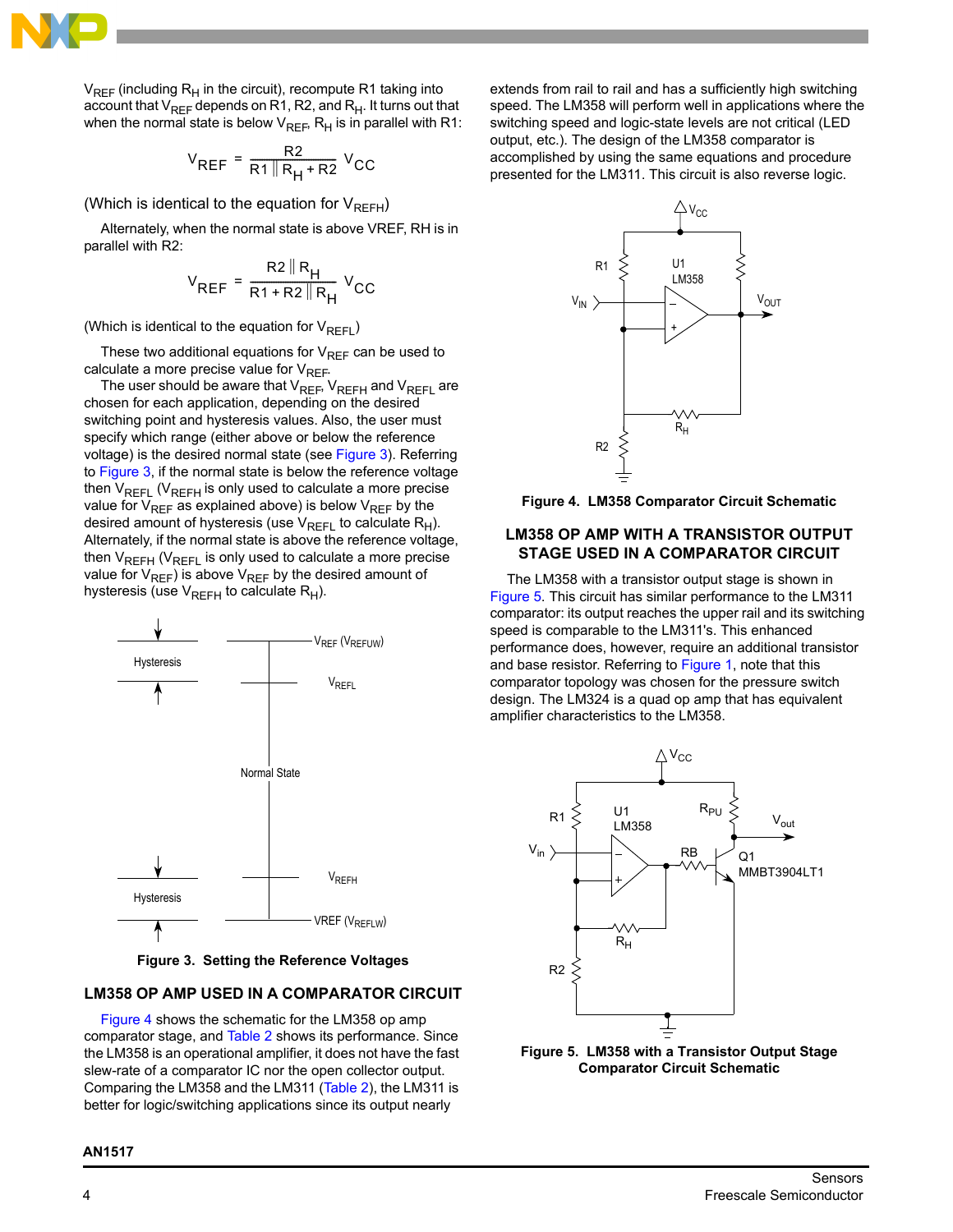$V_{REF}$ (including $R_H$ in the circuit), recompute R1 taking into account that $V_{REF}$ depends on R1, R2, and $R_H$. It turns out that when the normal state is below $V_{REF}$, $R_H$ is in parallel with R1:

$$V_{REF} = \frac{R2}{R1 \parallel R_H + R2} V_{CC}$$

(Which is identical to the equation for $V_{REFH}$)

Alternately, when the normal state is above VREF, RH is in parallel with R2:

$$V_{REF} = \frac{R2 \parallel R_H}{R1 + R2 \parallel R_H} V_{CC}$$

(Which is identical to the equation for $V_{REFL}$)

These two additional equations for $V_{REF}$ can be used to calculate a more precise value for $V_{REF}$.

The user should be aware that $V_{REF}$, $V_{REFH}$ and $V_{REFL}$ are chosen for each application, depending on the desired switching point and hysteresis values. Also, the user must specify which range (either above or below the reference voltage) is the desired normal state (see Figure 3). Referring to Figure 3, if the normal state is below the reference voltage then $V_{REFL}$ ($V_{REFH}$ is only used to calculate a more precise value for $V_{REF}$ as explained above) is below $V_{REF}$ by the desired amount of hysteresis (use $V_{REFL}$ to calculate $R_H$). Alternately, if the normal state is above the reference voltage, then $V_{REFH}$ ($V_{REFL}$ is only used to calculate a more precise value for $V_{REF}$) is above $V_{REF}$ by the desired amount of hysteresis (use $V_{REFH}$ to calculate $R_H$).

**Figure 3. Setting the Reference Voltages**

## LM358 OP AMP USED IN A COMPARATOR CIRCUIT

Figure 4 shows the schematic for the LM358 op amp comparator stage, and Table 2 shows its performance. Since the LM358 is an operational amplifier, it does not have the fast slew-rate of a comparator IC nor the open collector output. Comparing the LM358 and the LM311 (Table 2), the LM311 is better for logic/switching applications since its output nearly extends from rail to rail and has a sufficiently high switching speed. The LM358 will perform well in applications where the switching speed and logic-state levels are not critical (LED output, etc.). The design of the LM358 comparator is accomplished by using the same equations and procedure presented for the LM311. This circuit is also reverse logic.

**Figure 4. LM358 Comparator Circuit Schematic**

## LM358 OP AMP WITH A TRANSISTOR OUTPUT STAGE USED IN A COMPARATOR CIRCUIT

The LM358 with a transistor output stage is shown in Figure 5. This circuit has similar performance to the LM311 comparator: its output reaches the upper rail and its switching speed is comparable to the LM311's. This enhanced performance does, however, require an additional transistor and base resistor. Referring to Figure 1, note that this comparator topology was chosen for the pressure switch design. The LM324 is a quad op amp that has equivalent amplifier characteristics to the LM358.

**Figure 5. LM358 with a Transistor Output Stage Comparator Circuit Schematic**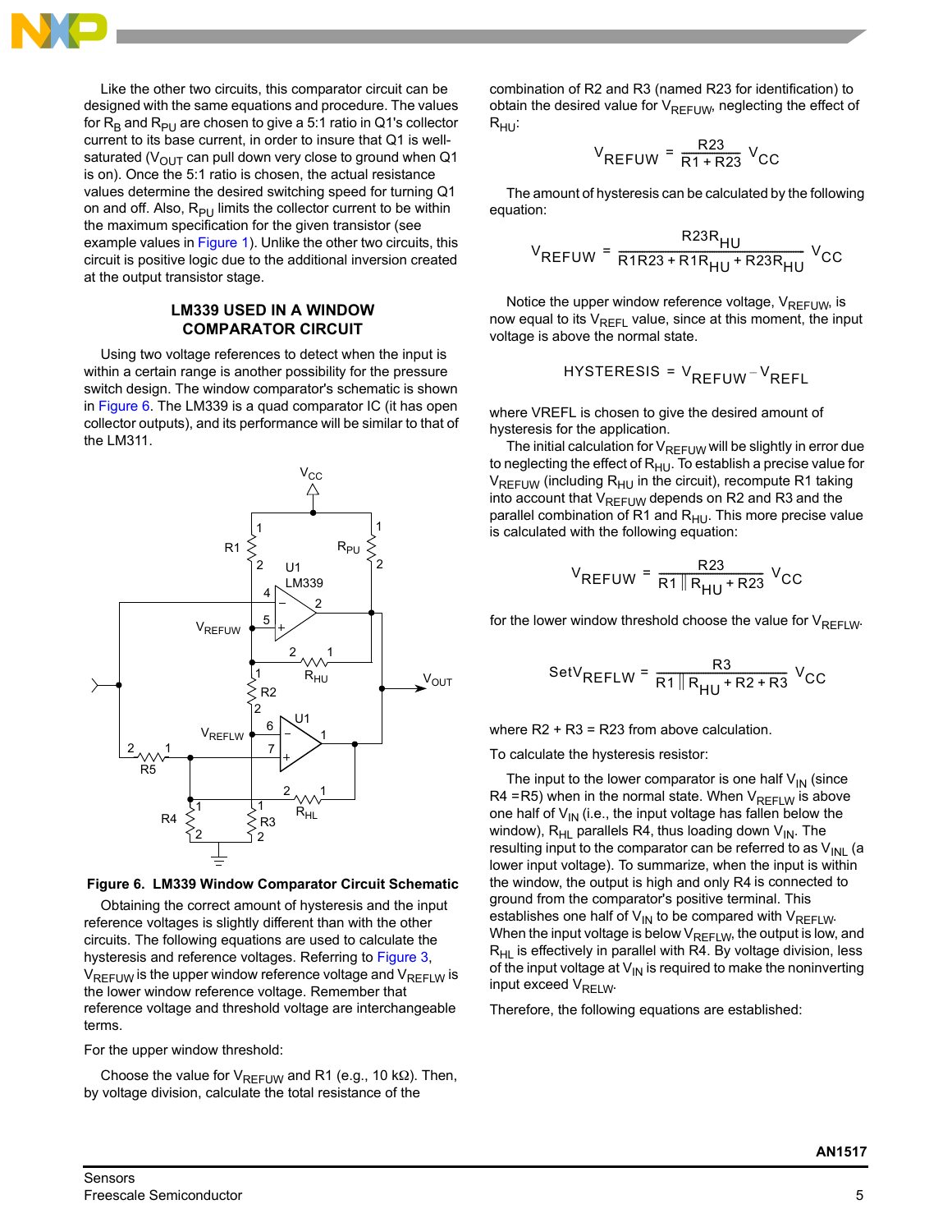Like the other two circuits, this comparator circuit can be designed with the same equations and procedure. The values for $R_B$ and $R_{PU}$ are chosen to give a 5:1 ratio in Q1's collector current to its base current, in order to insure that Q1 is well-saturated ($V_{OUT}$ can pull down very close to ground when Q1 is on). Once the 5:1 ratio is chosen, the actual resistance values determine the desired switching speed for turning Q1 on and off. Also, $R_{PU}$ limits the collector current to be within the maximum specification for the given transistor (see example values in Figure 1). Unlike the other two circuits, this circuit is positive logic due to the additional inversion created at the output transistor stage.

## LM339 USED IN A WINDOW COMPARATOR CIRCUIT

Using two voltage references to detect when the input is within a certain range is another possibility for the pressure switch design. The window comparator's schematic is shown in Figure 6. The LM339 is a quad comparator IC (it has open collector outputs), and its performance will be similar to that of the LM311.

**Figure 6. LM339 Window Comparator Circuit Schematic**

Obtaining the correct amount of hysteresis and the input reference voltages is slightly different than with the other circuits. The following equations are used to calculate the hysteresis and reference voltages. Referring to Figure 3, $V_{REFUW}$ is the upper window reference voltage and $V_{REFLW}$ is the lower window reference voltage. Remember that reference voltage and threshold voltage are interchangeable terms.

For the upper window threshold:

Choose the value for $V_{REFUW}$ and R1 (e.g., 10 kΩ). Then, by voltage division, calculate the total resistance of the combination of R2 and R3 (named R23 for identification) to obtain the desired value for $V_{REFUW}$, neglecting the effect of $R_{HU}$:

$$V_{REFUW} = \frac{R23}{R1 + R23} V_{CC}$$

The amount of hysteresis can be calculated by the following equation:

$$V_{REFUW} = \frac{R23R_{HU}}{R1R23 + R1R_{HU} + R23R_{HU}} V_{CC}$$

Notice the upper window reference voltage, $V_{REFUW}$, is now equal to its $V_{REFL}$ value, since at this moment, the input voltage is above the normal state.

$$\text{HYSTERESIS} = V_{REFUW} - V_{REFL}$$

where VREFL is chosen to give the desired amount of hysteresis for the application.

The initial calculation for $V_{REFUW}$ will be slightly in error due to neglecting the effect of $R_{HU}$. To establish a precise value for $V_{REFUW}$ (including $R_{HU}$ in the circuit), recompute R1 taking into account that $V_{REFUW}$ depends on R2 and R3 and the parallel combination of R1 and $R_{HU}$. This more precise value is calculated with the following equation:

$$V_{REFUW} = \frac{R23}{R1 \| R_{HU} + R23} V_{CC}$$

for the lower window threshold choose the value for $V_{REFLW}$.

$$\text{Set}V_{REFLW} = \frac{R3}{R1 \| R_{HU} + R2 + R3} V_{CC}$$

where R2 + R3 = R23 from above calculation.

To calculate the hysteresis resistor:

The input to the lower comparator is one half $V_{IN}$ (since R4 = R5) when in the normal state. When $V_{REFLW}$ is above one half of $V_{IN}$ (i.e., the input voltage has fallen below the window), $R_{HL}$ parallels R4, thus loading down $V_{IN}$. The resulting input to the comparator can be referred to as $V_{INL}$ (a lower input voltage). To summarize, when the input is within the window, the output is high and only R4 is connected to ground from the comparator's positive terminal. This establishes one half of $V_{IN}$ to be compared with $V_{REFLW}$. When the input voltage is below $V_{REFLW}$, the output is low, and $R_{HL}$ is effectively in parallel with R4. By voltage division, less of the input voltage at $V_{IN}$ is required to make the noninverting input exceed $V_{RELW}$.

Therefore, the following equations are established: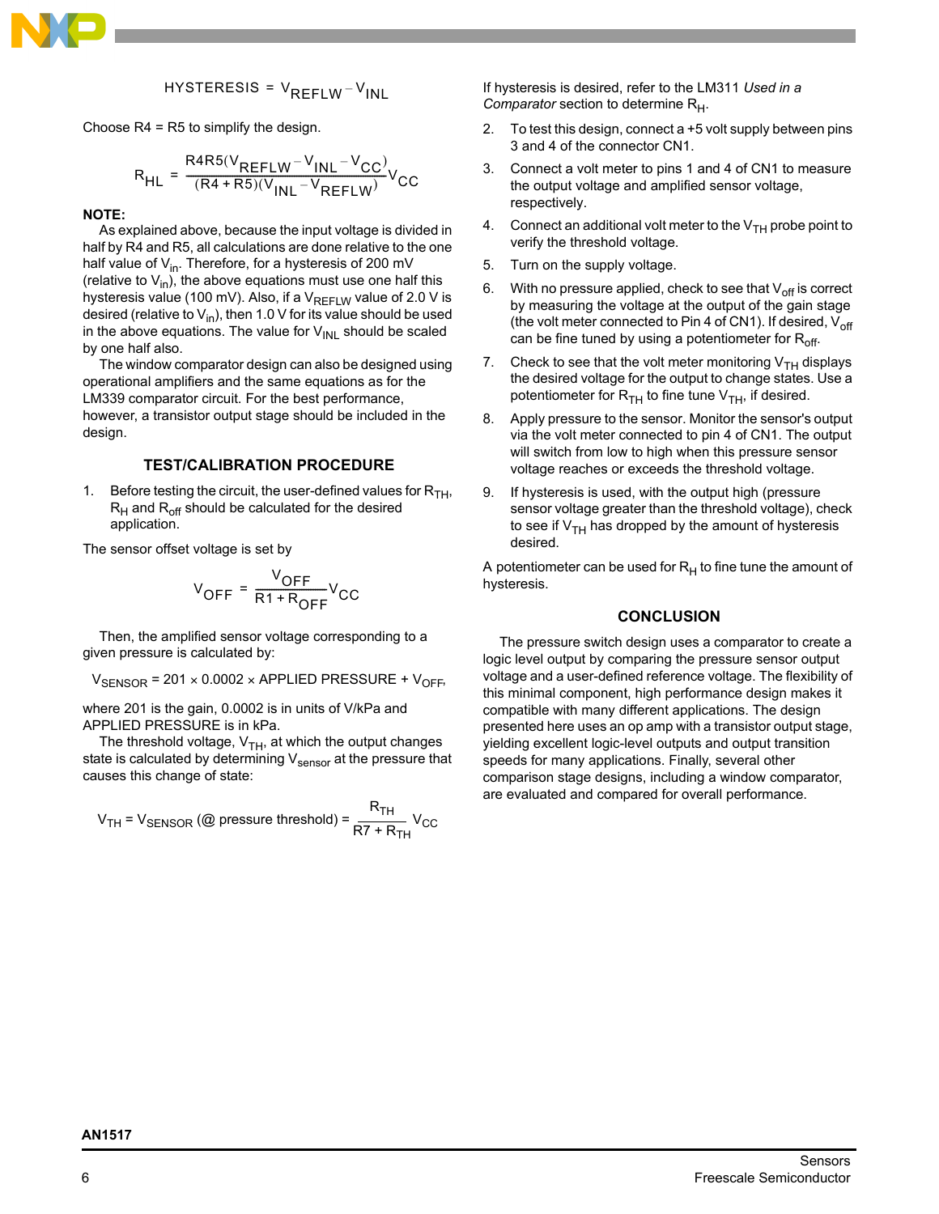$$\text{HYSTERESIS} = V_{REFLW} - V_{INL}$$

Choose R4 = R5 to simplify the design.

$$R_{HL} = \frac{R4R5(V_{REFLW} - V_{INL} - V_{CC})}{(R4 + R5)(V_{INL} - V_{REFLW})} V_{CC}$$

**NOTE:**

As explained above, because the input voltage is divided in half by R4 and R5, all calculations are done relative to the one half value of $V_{in}$. Therefore, for a hysteresis of 200 mV (relative to $V_{in}$), the above equations must use one half this hysteresis value (100 mV). Also, if a $V_{REFLW}$ value of 2.0 V is desired (relative to $V_{in}$), then 1.0 V for its value should be used in the above equations. The value for $V_{INL}$ should be scaled by one half also.

The window comparator design can also be designed using operational amplifiers and the same equations as for the LM339 comparator circuit. For the best performance, however, a transistor output stage should be included in the design.

## TEST/CALIBRATION PROCEDURE

1. Before testing the circuit, the user-defined values for $R_{TH}$, $R_H$ and $R_{off}$ should be calculated for the desired application.

The sensor offset voltage is set by

$$V_{OFF} = \frac{V_{OFF}}{R1 + R_{OFF}} V_{CC}$$

Then, the amplified sensor voltage corresponding to a given pressure is calculated by:

$$V_{SENSOR} = 201 \times 0.0002 \times \text{APPLIED PRESSURE} + V_{OFF},$$

where 201 is the gain, 0.0002 is in units of V/kPa and APPLIED PRESSURE is in kPa.

The threshold voltage, $V_{TH}$, at which the output changes state is calculated by determining $V_{sensor}$ at the pressure that causes this change of state:

$$V_{TH} = V_{SENSOR}\ (\text{@ pressure threshold}) = \frac{R_{TH}}{R7 + R_{TH}} V_{CC}$$

If hysteresis is desired, refer to the LM311 *Used in a Comparator* section to determine $R_H$.

2. To test this design, connect a +5 volt supply between pins 3 and 4 of the connector CN1.
3. Connect a volt meter to pins 1 and 4 of CN1 to measure the output voltage and amplified sensor voltage, respectively.
4. Connect an additional volt meter to the $V_{TH}$ probe point to verify the threshold voltage.
5. Turn on the supply voltage.
6. With no pressure applied, check to see that $V_{off}$ is correct by measuring the voltage at the output of the gain stage (the volt meter connected to Pin 4 of CN1). If desired, $V_{off}$ can be fine tuned by using a potentiometer for $R_{off}$.
7. Check to see that the volt meter monitoring $V_{TH}$ displays the desired voltage for the output to change states. Use a potentiometer for $R_{TH}$ to fine tune $V_{TH}$, if desired.
8. Apply pressure to the sensor. Monitor the sensor's output via the volt meter connected to pin 4 of CN1. The output will switch from low to high when this pressure sensor voltage reaches or exceeds the threshold voltage.
9. If hysteresis is used, with the output high (pressure sensor voltage greater than the threshold voltage), check to see if $V_{TH}$ has dropped by the amount of hysteresis desired.

A potentiometer can be used for $R_H$ to fine tune the amount of hysteresis.

## CONCLUSION

The pressure switch design uses a comparator to create a logic level output by comparing the pressure sensor output voltage and a user-defined reference voltage. The flexibility of this minimal component, high performance design makes it compatible with many different applications. The design presented here uses an op amp with a transistor output stage, yielding excellent logic-level outputs and output transition speeds for many applications. Finally, several other comparison stage designs, including a window comparator, are evaluated and compared for overall performance.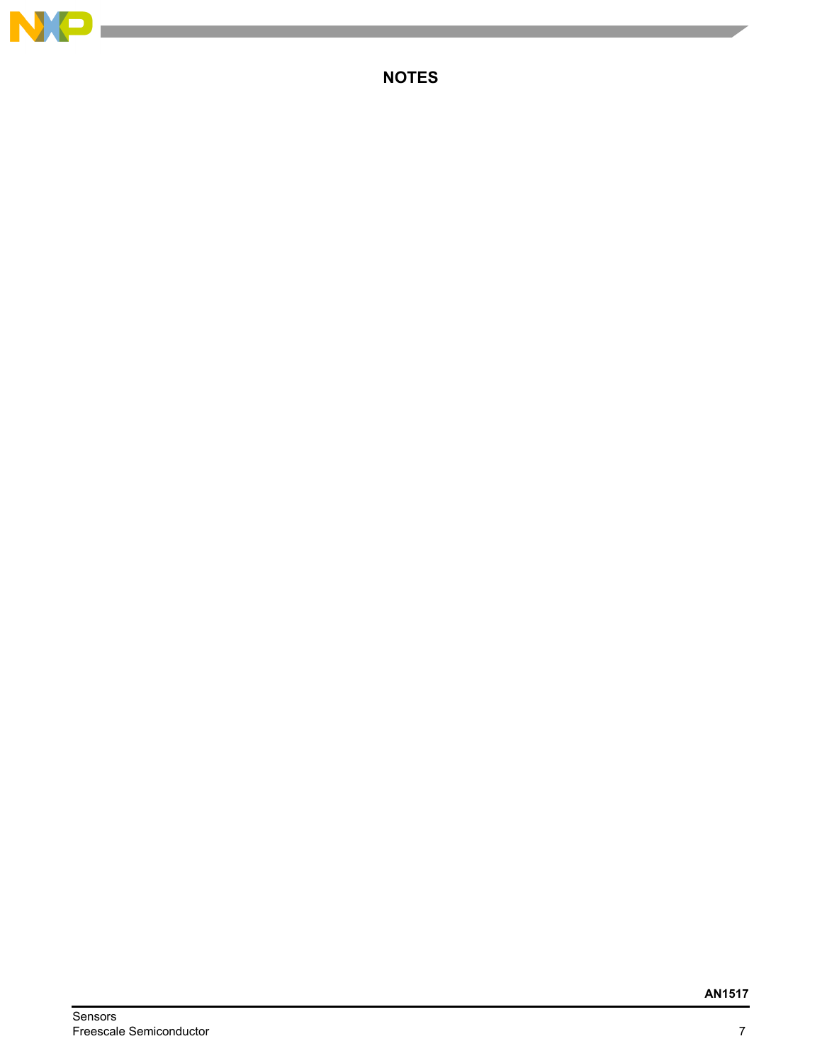## NOTES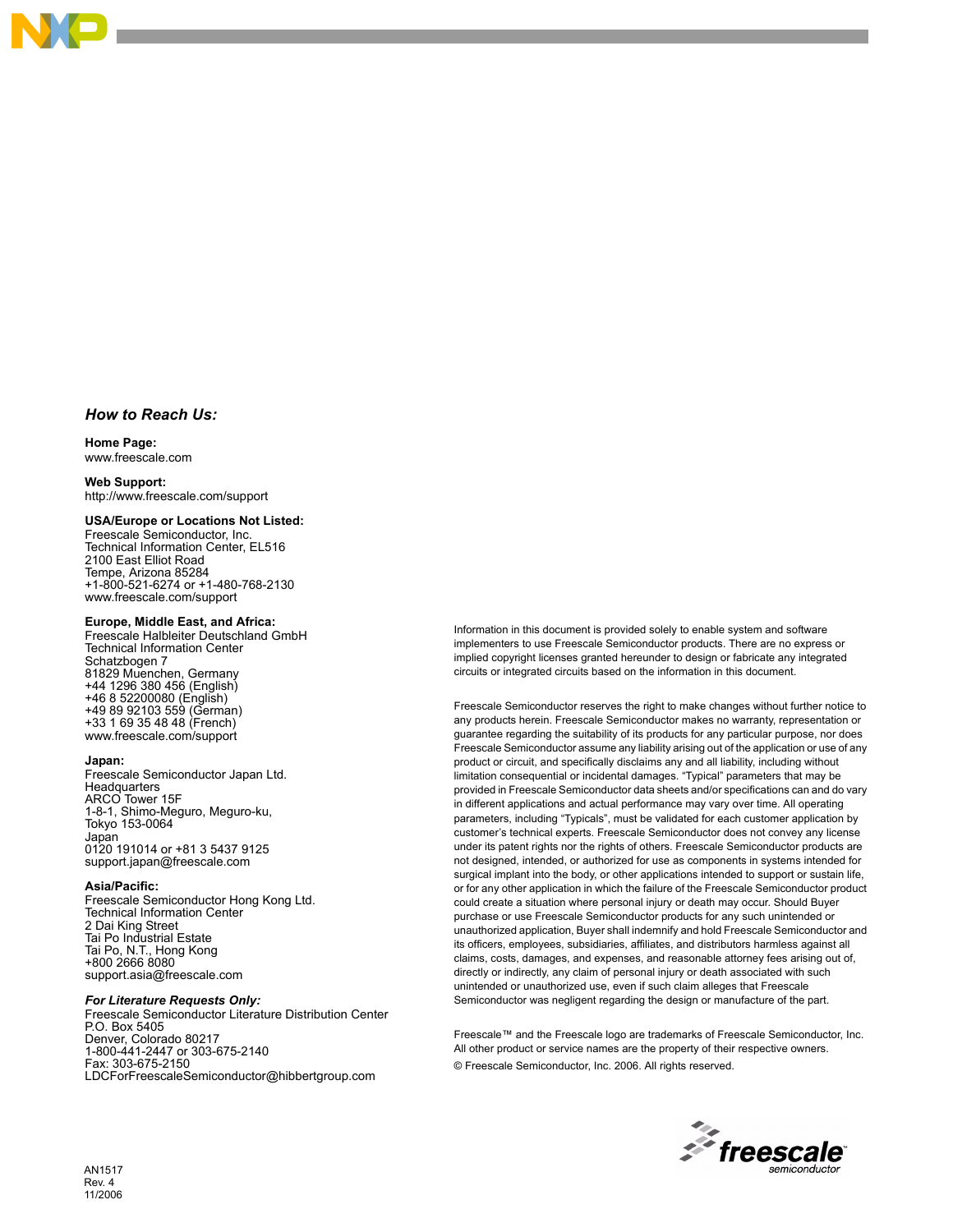*How to Reach Us:*

**Home Page:**
www.freescale.com

**Web Support:**
http://www.freescale.com/support

**USA/Europe or Locations Not Listed:**
Freescale Semiconductor, Inc.
Technical Information Center, EL516
2100 East Elliot Road
Tempe, Arizona 85284
+1-800-521-6274 or +1-480-768-2130
www.freescale.com/support

**Europe, Middle East, and Africa:**
Freescale Halbleiter Deutschland GmbH
Technical Information Center
Schatzbogen 7
81829 Muenchen, Germany
+44 1296 380 456 (English)
+46 8 52200080 (English)
+49 89 92103 559 (German)
+33 1 69 35 48 48 (French)
www.freescale.com/support

**Japan:**
Freescale Semiconductor Japan Ltd.
Headquarters
ARCO Tower 15F
1-8-1, Shimo-Meguro, Meguro-ku,
Tokyo 153-0064
Japan
0120 191014 or +81 3 5437 9125
support.japan@freescale.com

**Asia/Pacific:**
Freescale Semiconductor Hong Kong Ltd.
Technical Information Center
2 Dai King Street
Tai Po Industrial Estate
Tai Po, N.T., Hong Kong
+800 2666 8080
support.asia@freescale.com

***For Literature Requests Only:***
Freescale Semiconductor Literature Distribution Center
P.O. Box 5405
Denver, Colorado 80217
1-800-441-2447 or 303-675-2140
Fax: 303-675-2150
LDCForFreescaleSemiconductor@hibbertgroup.com

Information in this document is provided solely to enable system and software implementers to use Freescale Semiconductor products. There are no express or implied copyright licenses granted hereunder to design or fabricate any integrated circuits or integrated circuits based on the information in this document.

Freescale Semiconductor reserves the right to make changes without further notice to any products herein. Freescale Semiconductor makes no warranty, representation or guarantee regarding the suitability of its products for any particular purpose, nor does Freescale Semiconductor assume any liability arising out of the application or use of any product or circuit, and specifically disclaims any and all liability, including without limitation consequential or incidental damages. "Typical" parameters that may be provided in Freescale Semiconductor data sheets and/or specifications can and do vary in different applications and actual performance may vary over time. All operating parameters, including "Typicals", must be validated for each customer application by customer's technical experts. Freescale Semiconductor does not convey any license under its patent rights nor the rights of others. Freescale Semiconductor products are not designed, intended, or authorized for use as components in systems intended for surgical implant into the body, or other applications intended to support or sustain life, or for any other application in which the failure of the Freescale Semiconductor product could create a situation where personal injury or death may occur. Should Buyer purchase or use Freescale Semiconductor products for any such unintended or unauthorized application, Buyer shall indemnify and hold Freescale Semiconductor and its officers, employees, subsidiaries, affiliates, and distributors harmless against all claims, costs, damages, and expenses, and reasonable attorney fees arising out of, directly or indirectly, any claim of personal injury or death associated with such unintended or unauthorized use, even if such claim alleges that Freescale Semiconductor was negligent regarding the design or manufacture of the part.

Freescale™ and the Freescale logo are trademarks of Freescale Semiconductor, Inc. All other product or service names are the property of their respective owners.
© Freescale Semiconductor, Inc. 2006. All rights reserved.

AN1517
Rev. 4
11/2006